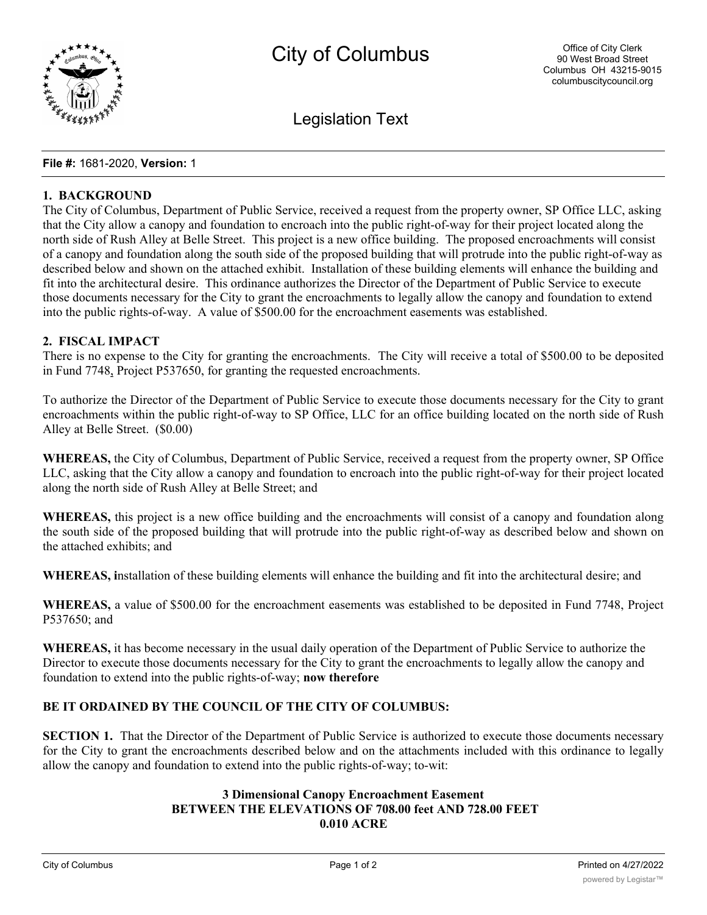# City of Columbus

Office of City Clerk
90 West Broad Street
Columbus OH 43215-9015
columbuscitycouncil.org

## Legislation Text

**File #:** 1681-2020, **Version:** 1

**1. BACKGROUND**

The City of Columbus, Department of Public Service, received a request from the property owner, SP Office LLC, asking that the City allow a canopy and foundation to encroach into the public right-of-way for their project located along the north side of Rush Alley at Belle Street. This project is a new office building. The proposed encroachments will consist of a canopy and foundation along the south side of the proposed building that will protrude into the public right-of-way as described below and shown on the attached exhibit. Installation of these building elements will enhance the building and fit into the architectural desire. This ordinance authorizes the Director of the Department of Public Service to execute those documents necessary for the City to grant the encroachments to legally allow the canopy and foundation to extend into the public rights-of-way. A value of $500.00 for the encroachment easements was established.

**2. FISCAL IMPACT**

There is no expense to the City for granting the encroachments. The City will receive a total of $500.00 to be deposited in Fund 7748, Project P537650, for granting the requested encroachments.

To authorize the Director of the Department of Public Service to execute those documents necessary for the City to grant encroachments within the public right-of-way to SP Office, LLC for an office building located on the north side of Rush Alley at Belle Street. ($0.00)

**WHEREAS,** the City of Columbus, Department of Public Service, received a request from the property owner, SP Office LLC, asking that the City allow a canopy and foundation to encroach into the public right-of-way for their project located along the north side of Rush Alley at Belle Street; and

**WHEREAS,** this project is a new office building and the encroachments will consist of a canopy and foundation along the south side of the proposed building that will protrude into the public right-of-way as described below and shown on the attached exhibits; and

**WHEREAS, i**nstallation of these building elements will enhance the building and fit into the architectural desire; and

**WHEREAS,** a value of $500.00 for the encroachment easements was established to be deposited in Fund 7748, Project P537650; and

**WHEREAS,** it has become necessary in the usual daily operation of the Department of Public Service to authorize the Director to execute those documents necessary for the City to grant the encroachments to legally allow the canopy and foundation to extend into the public rights-of-way; **now therefore**

**BE IT ORDAINED BY THE COUNCIL OF THE CITY OF COLUMBUS:**

**SECTION 1.** That the Director of the Department of Public Service is authorized to execute those documents necessary for the City to grant the encroachments described below and on the attachments included with this ordinance to legally allow the canopy and foundation to extend into the public rights-of-way; to-wit:

**3 Dimensional Canopy Encroachment Easement**
**BETWEEN THE ELEVATIONS OF 708.00 feet AND 728.00 FEET**
**0.010 ACRE**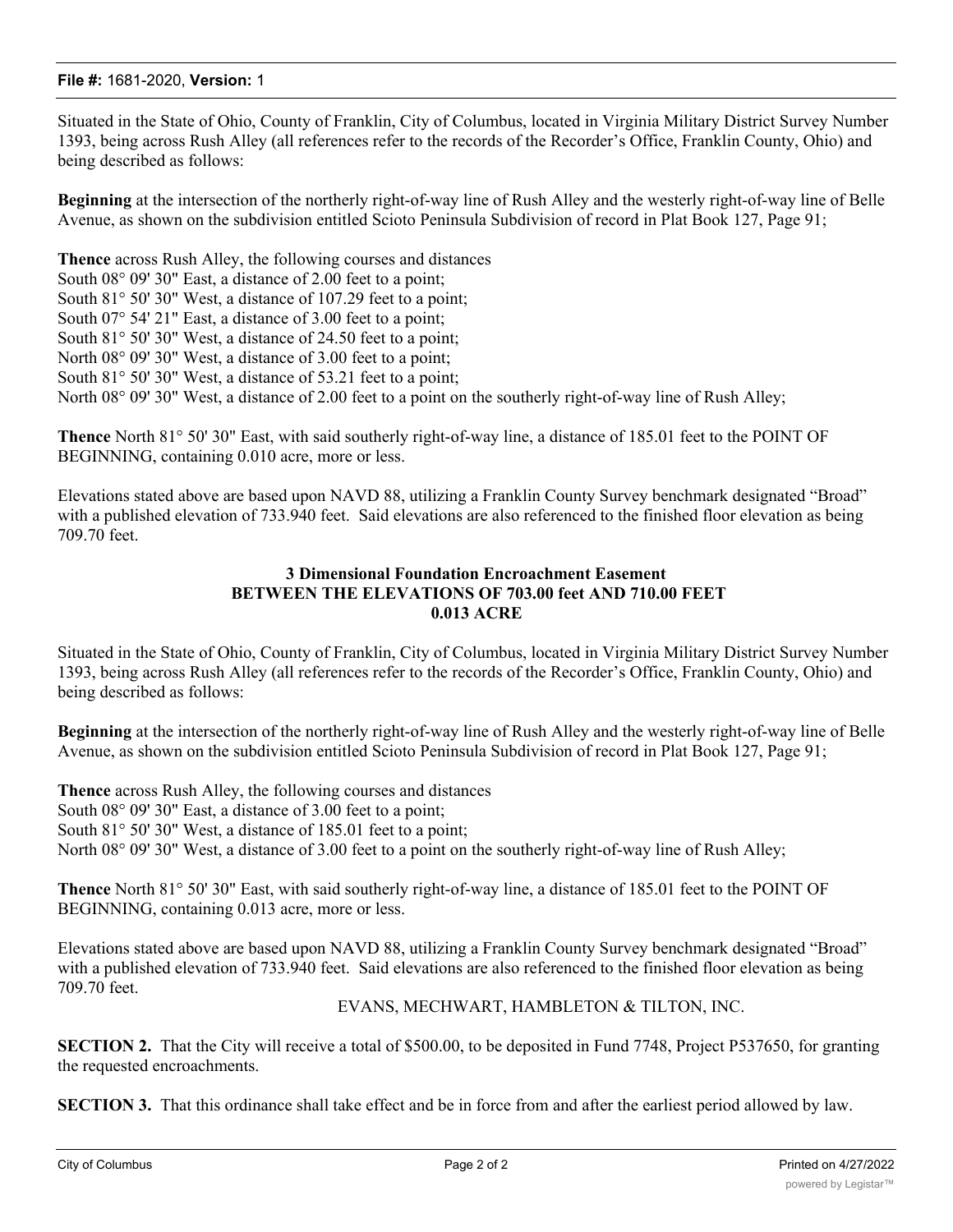Situated in the State of Ohio, County of Franklin, City of Columbus, located in Virginia Military District Survey Number 1393, being across Rush Alley (all references refer to the records of the Recorder's Office, Franklin County, Ohio) and being described as follows:

**Beginning** at the intersection of the northerly right-of-way line of Rush Alley and the westerly right-of-way line of Belle Avenue, as shown on the subdivision entitled Scioto Peninsula Subdivision of record in Plat Book 127, Page 91;

**Thence** across Rush Alley, the following courses and distances
South 08° 09' 30" East, a distance of 2.00 feet to a point;
South 81° 50' 30" West, a distance of 107.29 feet to a point;
South 07° 54' 21" East, a distance of 3.00 feet to a point;
South 81° 50' 30" West, a distance of 24.50 feet to a point;
North 08° 09' 30" West, a distance of 3.00 feet to a point;
South 81° 50' 30" West, a distance of 53.21 feet to a point;
North 08° 09' 30" West, a distance of 2.00 feet to a point on the southerly right-of-way line of Rush Alley;

**Thence** North 81° 50' 30" East, with said southerly right-of-way line, a distance of 185.01 feet to the POINT OF BEGINNING, containing 0.010 acre, more or less.

Elevations stated above are based upon NAVD 88, utilizing a Franklin County Survey benchmark designated "Broad" with a published elevation of 733.940 feet. Said elevations are also referenced to the finished floor elevation as being 709.70 feet.

**3 Dimensional Foundation Encroachment Easement**
**BETWEEN THE ELEVATIONS OF 703.00 feet AND 710.00 FEET**
**0.013 ACRE**

Situated in the State of Ohio, County of Franklin, City of Columbus, located in Virginia Military District Survey Number 1393, being across Rush Alley (all references refer to the records of the Recorder's Office, Franklin County, Ohio) and being described as follows:

**Beginning** at the intersection of the northerly right-of-way line of Rush Alley and the westerly right-of-way line of Belle Avenue, as shown on the subdivision entitled Scioto Peninsula Subdivision of record in Plat Book 127, Page 91;

**Thence** across Rush Alley, the following courses and distances
South 08° 09' 30" East, a distance of 3.00 feet to a point;
South 81° 50' 30" West, a distance of 185.01 feet to a point;
North 08° 09' 30" West, a distance of 3.00 feet to a point on the southerly right-of-way line of Rush Alley;

**Thence** North 81° 50' 30" East, with said southerly right-of-way line, a distance of 185.01 feet to the POINT OF BEGINNING, containing 0.013 acre, more or less.

Elevations stated above are based upon NAVD 88, utilizing a Franklin County Survey benchmark designated "Broad" with a published elevation of 733.940 feet. Said elevations are also referenced to the finished floor elevation as being 709.70 feet.

EVANS, MECHWART, HAMBLETON & TILTON, INC.

**SECTION 2.** That the City will receive a total of $500.00, to be deposited in Fund 7748, Project P537650, for granting the requested encroachments.

**SECTION 3.** That this ordinance shall take effect and be in force from and after the earliest period allowed by law.